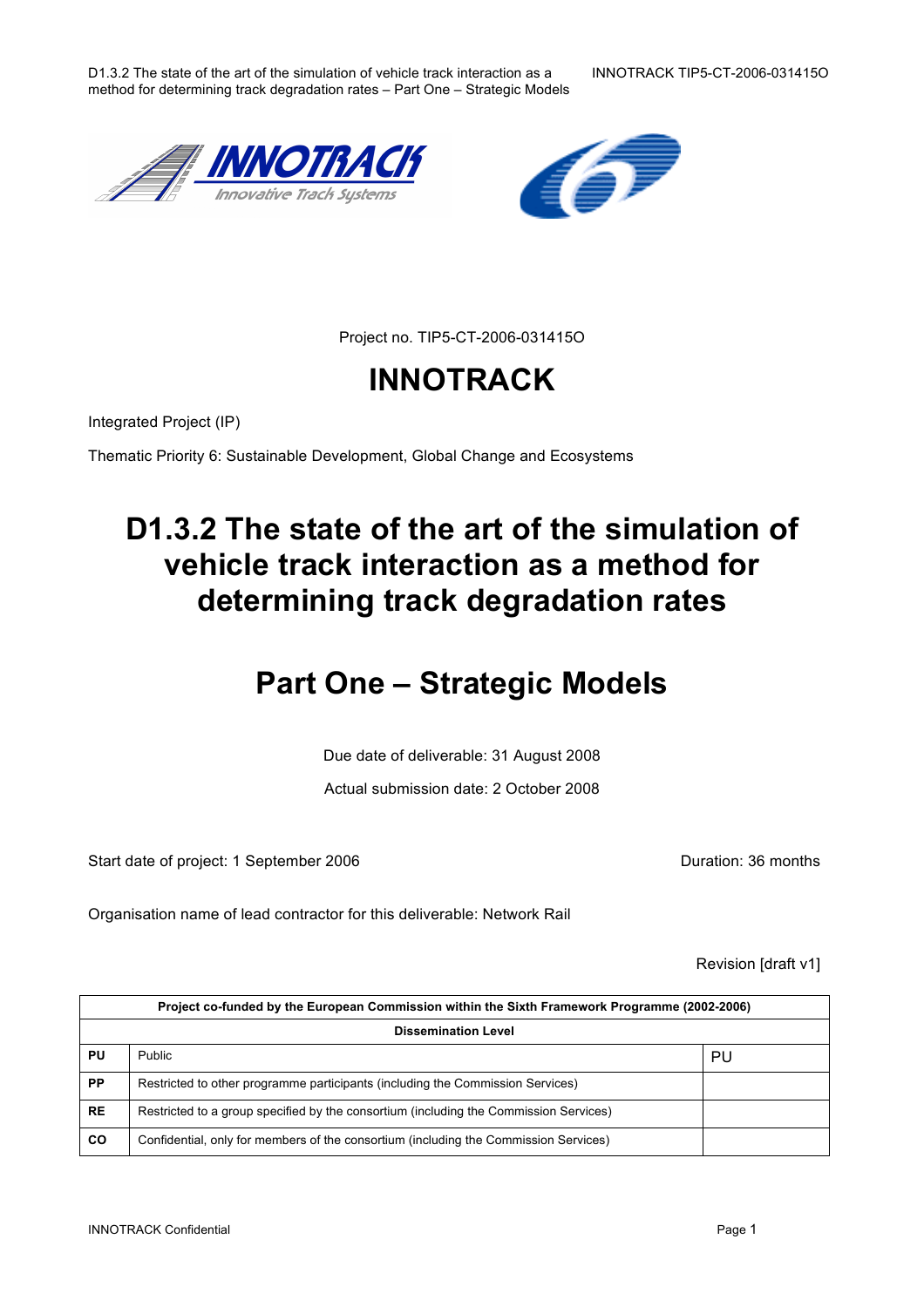Project no. TIP5-CT-2006-031415O

# INNOTRACK

Integrated Project (IP)

Thematic Priority 6: Sustainable Development, Global Change and Ecosystems

# D1.3.2 The state of the art of the simulation of vehicle track interaction as a method for determining track degradation rates

# Part One – Strategic Models

Due date of deliverable: 31 August 2008

Actual submission date: 2 October 2008

Start date of project: 1 September 2006

Duration: 36 months

Organisation name of lead contractor for this deliverable: Network Rail

Revision [draft v1]

| Project co-funded by the European Commission within the Sixth Framework Programme (2002-2006) | | |
|---|---|---|
| **Dissemination Level** | | |
| **PU** | Public | PU |
| **PP** | Restricted to other programme participants (including the Commission Services) | |
| **RE** | Restricted to a group specified by the consortium (including the Commission Services) | |
| **CO** | Confidential, only for members of the consortium (including the Commission Services) | |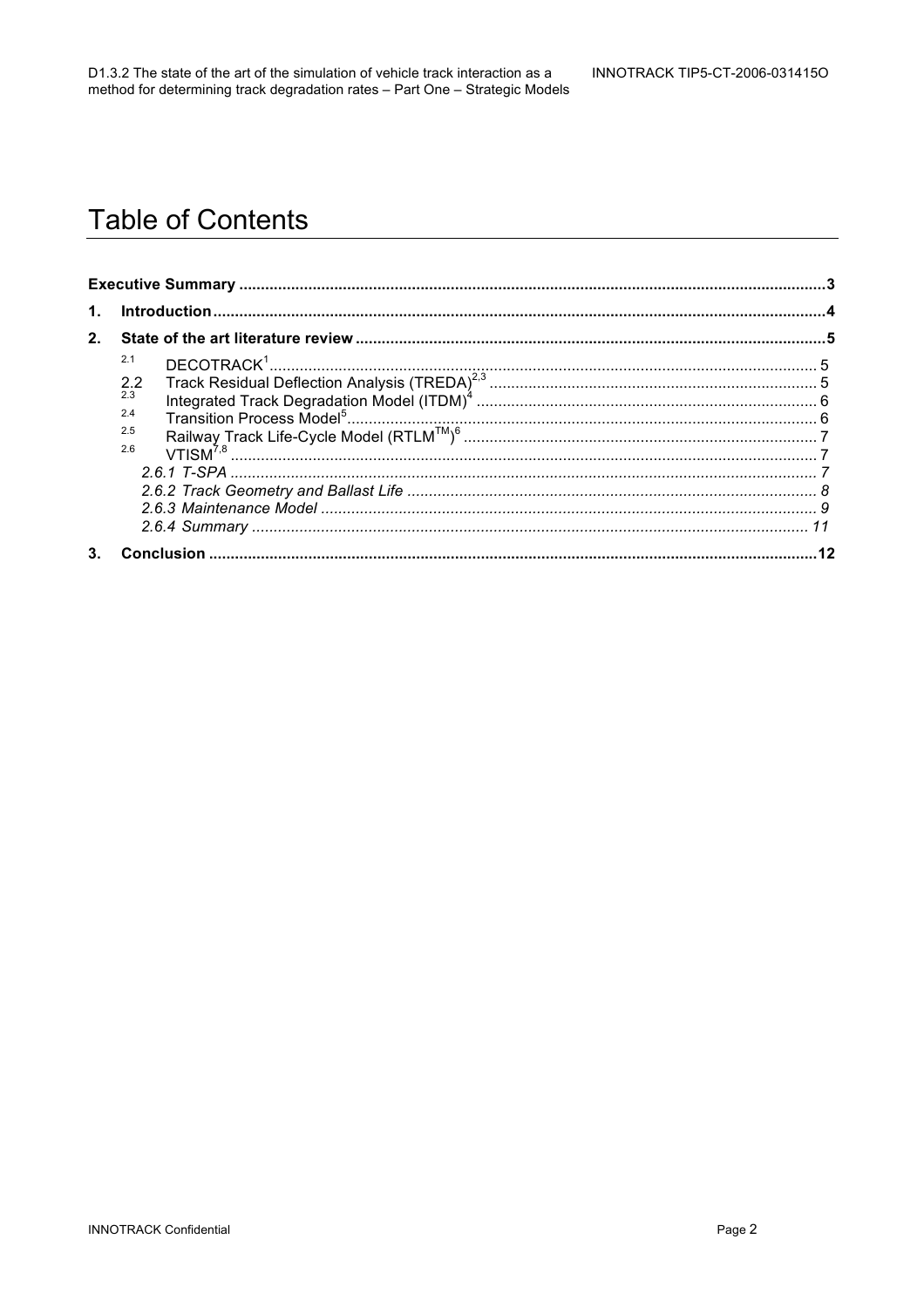# Table of Contents

**Executive Summary** ...... 3

**1. Introduction** ...... 4

**2. State of the art literature review** ...... 5

- 2.1 DECOTRACK[1] ...... 5
- 2.2 Track Residual Deflection Analysis (TREDA)[2,3] ...... 5
- 2.3 Integrated Track Degradation Model (ITDM)[4] ...... 6
- 2.4 Transition Process Model[5] ...... 6
- 2.5 Railway Track Life-Cycle Model (RTLM™)[6] ...... 7
- 2.6 VTISM[7,8] ...... 7
  - *2.6.1 T-SPA* ...... 7
  - *2.6.2 Track Geometry and Ballast Life* ...... 8
  - *2.6.3 Maintenance Model* ...... 9
  - *2.6.4 Summary* ...... 11

**3. Conclusion** ...... 12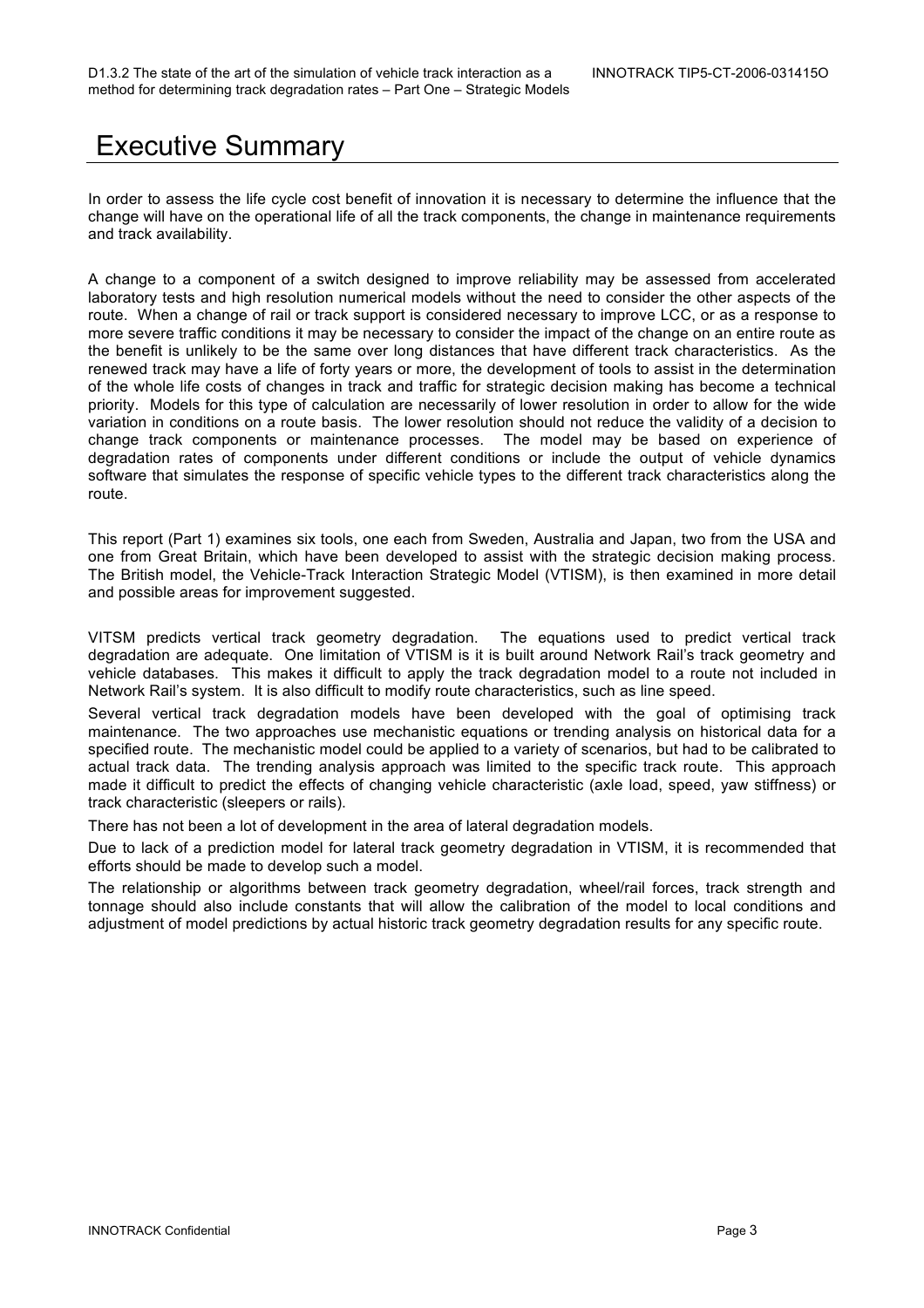# Executive Summary

In order to assess the life cycle cost benefit of innovation it is necessary to determine the influence that the change will have on the operational life of all the track components, the change in maintenance requirements and track availability.

A change to a component of a switch designed to improve reliability may be assessed from accelerated laboratory tests and high resolution numerical models without the need to consider the other aspects of the route. When a change of rail or track support is considered necessary to improve LCC, or as a response to more severe traffic conditions it may be necessary to consider the impact of the change on an entire route as the benefit is unlikely to be the same over long distances that have different track characteristics. As the renewed track may have a life of forty years or more, the development of tools to assist in the determination of the whole life costs of changes in track and traffic for strategic decision making has become a technical priority. Models for this type of calculation are necessarily of lower resolution in order to allow for the wide variation in conditions on a route basis. The lower resolution should not reduce the validity of a decision to change track components or maintenance processes. The model may be based on experience of degradation rates of components under different conditions or include the output of vehicle dynamics software that simulates the response of specific vehicle types to the different track characteristics along the route.

This report (Part 1) examines six tools, one each from Sweden, Australia and Japan, two from the USA and one from Great Britain, which have been developed to assist with the strategic decision making process. The British model, the Vehicle-Track Interaction Strategic Model (VTISM), is then examined in more detail and possible areas for improvement suggested.

VITSM predicts vertical track geometry degradation. The equations used to predict vertical track degradation are adequate. One limitation of VTISM is it is built around Network Rail's track geometry and vehicle databases. This makes it difficult to apply the track degradation model to a route not included in Network Rail's system. It is also difficult to modify route characteristics, such as line speed.

Several vertical track degradation models have been developed with the goal of optimising track maintenance. The two approaches use mechanistic equations or trending analysis on historical data for a specified route. The mechanistic model could be applied to a variety of scenarios, but had to be calibrated to actual track data. The trending analysis approach was limited to the specific track route. This approach made it difficult to predict the effects of changing vehicle characteristic (axle load, speed, yaw stiffness) or track characteristic (sleepers or rails).

There has not been a lot of development in the area of lateral degradation models.

Due to lack of a prediction model for lateral track geometry degradation in VTISM, it is recommended that efforts should be made to develop such a model.

The relationship or algorithms between track geometry degradation, wheel/rail forces, track strength and tonnage should also include constants that will allow the calibration of the model to local conditions and adjustment of model predictions by actual historic track geometry degradation results for any specific route.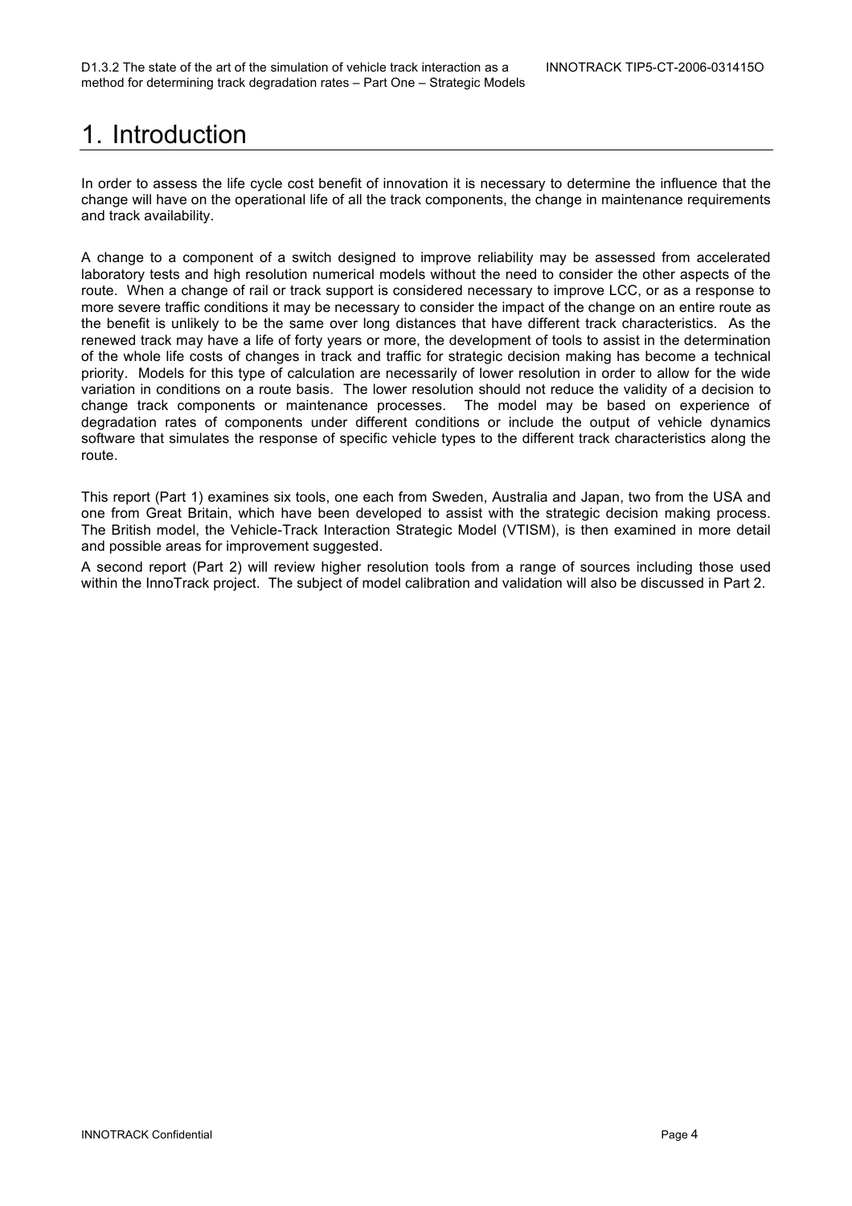# 1. Introduction

In order to assess the life cycle cost benefit of innovation it is necessary to determine the influence that the change will have on the operational life of all the track components, the change in maintenance requirements and track availability.

A change to a component of a switch designed to improve reliability may be assessed from accelerated laboratory tests and high resolution numerical models without the need to consider the other aspects of the route. When a change of rail or track support is considered necessary to improve LCC, or as a response to more severe traffic conditions it may be necessary to consider the impact of the change on an entire route as the benefit is unlikely to be the same over long distances that have different track characteristics. As the renewed track may have a life of forty years or more, the development of tools to assist in the determination of the whole life costs of changes in track and traffic for strategic decision making has become a technical priority. Models for this type of calculation are necessarily of lower resolution in order to allow for the wide variation in conditions on a route basis. The lower resolution should not reduce the validity of a decision to change track components or maintenance processes. The model may be based on experience of degradation rates of components under different conditions or include the output of vehicle dynamics software that simulates the response of specific vehicle types to the different track characteristics along the route.

This report (Part 1) examines six tools, one each from Sweden, Australia and Japan, two from the USA and one from Great Britain, which have been developed to assist with the strategic decision making process. The British model, the Vehicle-Track Interaction Strategic Model (VTISM), is then examined in more detail and possible areas for improvement suggested.

A second report (Part 2) will review higher resolution tools from a range of sources including those used within the InnoTrack project. The subject of model calibration and validation will also be discussed in Part 2.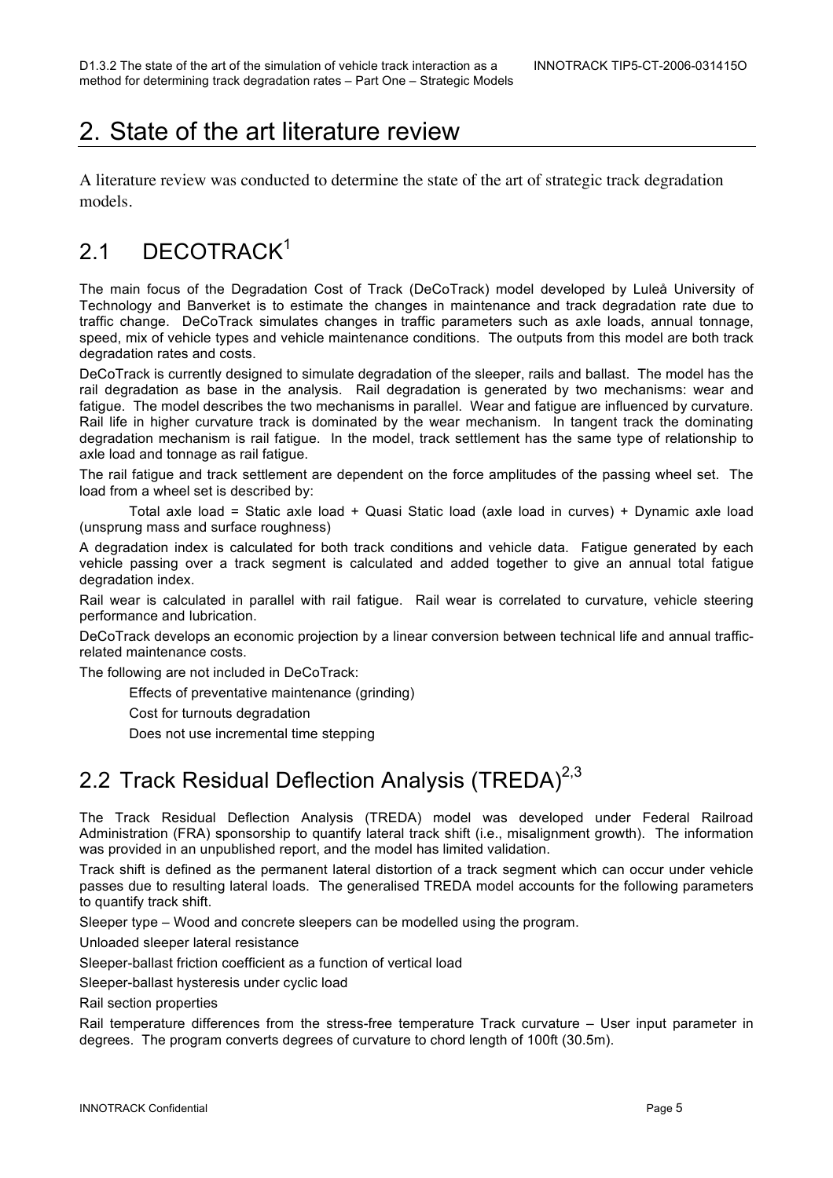# 2. State of the art literature review

A literature review was conducted to determine the state of the art of strategic track degradation models.

## 2.1 DECOTRACK[1]

The main focus of the Degradation Cost of Track (DeCoTrack) model developed by Luleå University of Technology and Banverket is to estimate the changes in maintenance and track degradation rate due to traffic change. DeCoTrack simulates changes in traffic parameters such as axle loads, annual tonnage, speed, mix of vehicle types and vehicle maintenance conditions. The outputs from this model are both track degradation rates and costs.

DeCoTrack is currently designed to simulate degradation of the sleeper, rails and ballast. The model has the rail degradation as base in the analysis. Rail degradation is generated by two mechanisms: wear and fatigue. The model describes the two mechanisms in parallel. Wear and fatigue are influenced by curvature. Rail life in higher curvature track is dominated by the wear mechanism. In tangent track the dominating degradation mechanism is rail fatigue. In the model, track settlement has the same type of relationship to axle load and tonnage as rail fatigue.

The rail fatigue and track settlement are dependent on the force amplitudes of the passing wheel set. The load from a wheel set is described by:

Total axle load = Static axle load + Quasi Static load (axle load in curves) + Dynamic axle load (unsprung mass and surface roughness)

A degradation index is calculated for both track conditions and vehicle data. Fatigue generated by each vehicle passing over a track segment is calculated and added together to give an annual total fatigue degradation index.

Rail wear is calculated in parallel with rail fatigue. Rail wear is correlated to curvature, vehicle steering performance and lubrication.

DeCoTrack develops an economic projection by a linear conversion between technical life and annual traffic-related maintenance costs.

The following are not included in DeCoTrack:

- Effects of preventative maintenance (grinding)
- Cost for turnouts degradation
- Does not use incremental time stepping

## 2.2 Track Residual Deflection Analysis (TREDA)[2,3]

The Track Residual Deflection Analysis (TREDA) model was developed under Federal Railroad Administration (FRA) sponsorship to quantify lateral track shift (i.e., misalignment growth). The information was provided in an unpublished report, and the model has limited validation.

Track shift is defined as the permanent lateral distortion of a track segment which can occur under vehicle passes due to resulting lateral loads. The generalised TREDA model accounts for the following parameters to quantify track shift.

Sleeper type – Wood and concrete sleepers can be modelled using the program.

Unloaded sleeper lateral resistance

Sleeper-ballast friction coefficient as a function of vertical load

Sleeper-ballast hysteresis under cyclic load

Rail section properties

Rail temperature differences from the stress-free temperature Track curvature – User input parameter in degrees. The program converts degrees of curvature to chord length of 100ft (30.5m).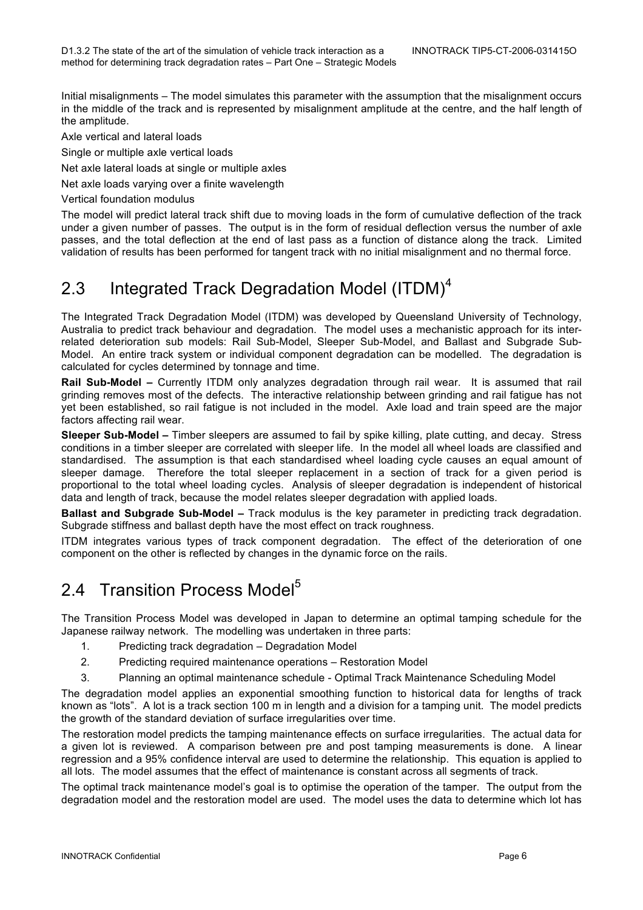Initial misalignments – The model simulates this parameter with the assumption that the misalignment occurs in the middle of the track and is represented by misalignment amplitude at the centre, and the half length of the amplitude.

Axle vertical and lateral loads

Single or multiple axle vertical loads

Net axle lateral loads at single or multiple axles

Net axle loads varying over a finite wavelength

Vertical foundation modulus

The model will predict lateral track shift due to moving loads in the form of cumulative deflection of the track under a given number of passes. The output is in the form of residual deflection versus the number of axle passes, and the total deflection at the end of last pass as a function of distance along the track. Limited validation of results has been performed for tangent track with no initial misalignment and no thermal force.

## 2.3 Integrated Track Degradation Model (ITDM)[4]

The Integrated Track Degradation Model (ITDM) was developed by Queensland University of Technology, Australia to predict track behaviour and degradation. The model uses a mechanistic approach for its inter-related deterioration sub models: Rail Sub-Model, Sleeper Sub-Model, and Ballast and Subgrade Sub-Model. An entire track system or individual component degradation can be modelled. The degradation is calculated for cycles determined by tonnage and time.

**Rail Sub-Model –** Currently ITDM only analyzes degradation through rail wear. It is assumed that rail grinding removes most of the defects. The interactive relationship between grinding and rail fatigue has not yet been established, so rail fatigue is not included in the model. Axle load and train speed are the major factors affecting rail wear.

**Sleeper Sub-Model –** Timber sleepers are assumed to fail by spike killing, plate cutting, and decay. Stress conditions in a timber sleeper are correlated with sleeper life. In the model all wheel loads are classified and standardised. The assumption is that each standardised wheel loading cycle causes an equal amount of sleeper damage. Therefore the total sleeper replacement in a section of track for a given period is proportional to the total wheel loading cycles. Analysis of sleeper degradation is independent of historical data and length of track, because the model relates sleeper degradation with applied loads.

**Ballast and Subgrade Sub-Model –** Track modulus is the key parameter in predicting track degradation. Subgrade stiffness and ballast depth have the most effect on track roughness.

ITDM integrates various types of track component degradation. The effect of the deterioration of one component on the other is reflected by changes in the dynamic force on the rails.

## 2.4 Transition Process Model[5]

The Transition Process Model was developed in Japan to determine an optimal tamping schedule for the Japanese railway network. The modelling was undertaken in three parts:

1. Predicting track degradation – Degradation Model
2. Predicting required maintenance operations – Restoration Model
3. Planning an optimal maintenance schedule - Optimal Track Maintenance Scheduling Model

The degradation model applies an exponential smoothing function to historical data for lengths of track known as "lots". A lot is a track section 100 m in length and a division for a tamping unit. The model predicts the growth of the standard deviation of surface irregularities over time.

The restoration model predicts the tamping maintenance effects on surface irregularities. The actual data for a given lot is reviewed. A comparison between pre and post tamping measurements is done. A linear regression and a 95% confidence interval are used to determine the relationship. This equation is applied to all lots. The model assumes that the effect of maintenance is constant across all segments of track.

The optimal track maintenance model's goal is to optimise the operation of the tamper. The output from the degradation model and the restoration model are used. The model uses the data to determine which lot has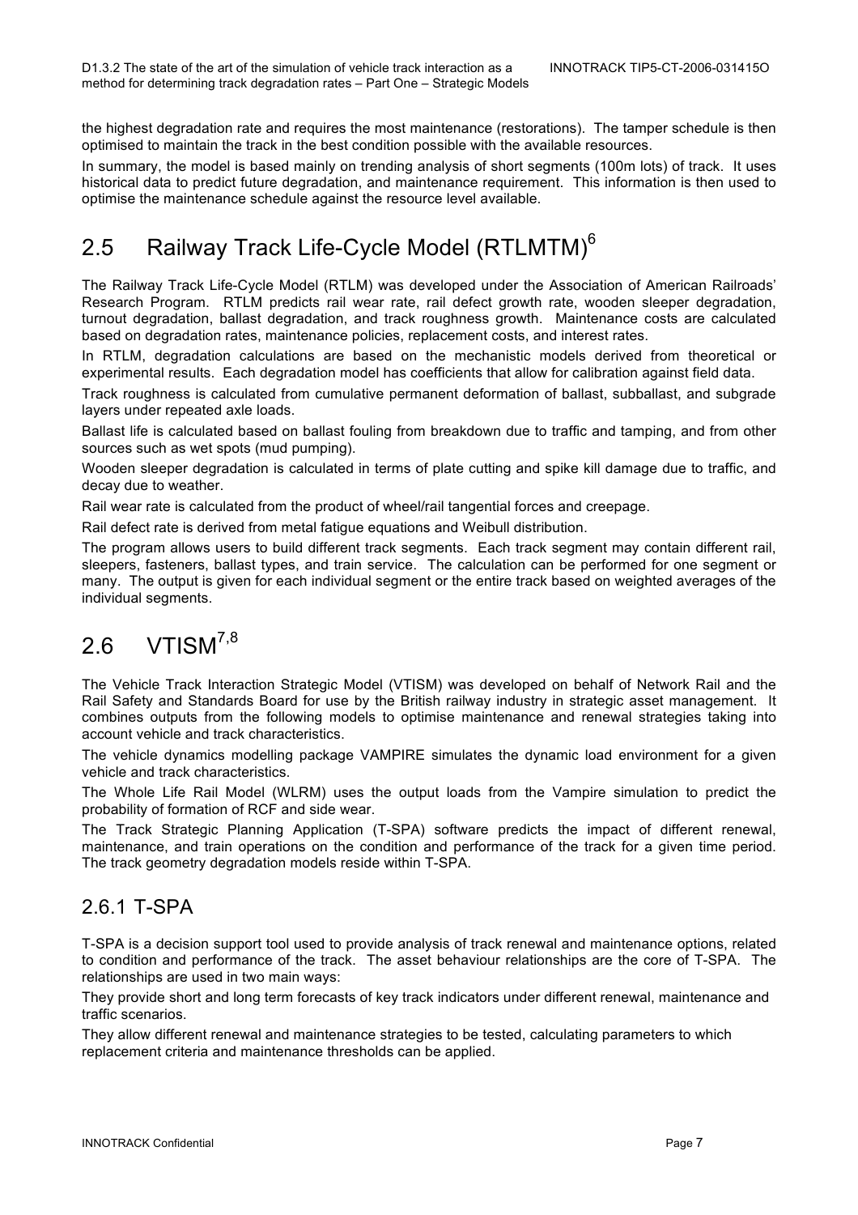the highest degradation rate and requires the most maintenance (restorations). The tamper schedule is then optimised to maintain the track in the best condition possible with the available resources.

In summary, the model is based mainly on trending analysis of short segments (100m lots) of track. It uses historical data to predict future degradation, and maintenance requirement. This information is then used to optimise the maintenance schedule against the resource level available.

## 2.5 Railway Track Life-Cycle Model (RTLMTM)[6]

The Railway Track Life-Cycle Model (RTLM) was developed under the Association of American Railroads' Research Program. RTLM predicts rail wear rate, rail defect growth rate, wooden sleeper degradation, turnout degradation, ballast degradation, and track roughness growth. Maintenance costs are calculated based on degradation rates, maintenance policies, replacement costs, and interest rates.

In RTLM, degradation calculations are based on the mechanistic models derived from theoretical or experimental results. Each degradation model has coefficients that allow for calibration against field data.

Track roughness is calculated from cumulative permanent deformation of ballast, subballast, and subgrade layers under repeated axle loads.

Ballast life is calculated based on ballast fouling from breakdown due to traffic and tamping, and from other sources such as wet spots (mud pumping).

Wooden sleeper degradation is calculated in terms of plate cutting and spike kill damage due to traffic, and decay due to weather.

Rail wear rate is calculated from the product of wheel/rail tangential forces and creepage.

Rail defect rate is derived from metal fatigue equations and Weibull distribution.

The program allows users to build different track segments. Each track segment may contain different rail, sleepers, fasteners, ballast types, and train service. The calculation can be performed for one segment or many. The output is given for each individual segment or the entire track based on weighted averages of the individual segments.

## 2.6 VTISM[7,8]

The Vehicle Track Interaction Strategic Model (VTISM) was developed on behalf of Network Rail and the Rail Safety and Standards Board for use by the British railway industry in strategic asset management. It combines outputs from the following models to optimise maintenance and renewal strategies taking into account vehicle and track characteristics.

The vehicle dynamics modelling package VAMPIRE simulates the dynamic load environment for a given vehicle and track characteristics.

The Whole Life Rail Model (WLRM) uses the output loads from the Vampire simulation to predict the probability of formation of RCF and side wear.

The Track Strategic Planning Application (T-SPA) software predicts the impact of different renewal, maintenance, and train operations on the condition and performance of the track for a given time period. The track geometry degradation models reside within T-SPA.

### 2.6.1 T-SPA

T-SPA is a decision support tool used to provide analysis of track renewal and maintenance options, related to condition and performance of the track. The asset behaviour relationships are the core of T-SPA. The relationships are used in two main ways:

They provide short and long term forecasts of key track indicators under different renewal, maintenance and traffic scenarios.

They allow different renewal and maintenance strategies to be tested, calculating parameters to which replacement criteria and maintenance thresholds can be applied.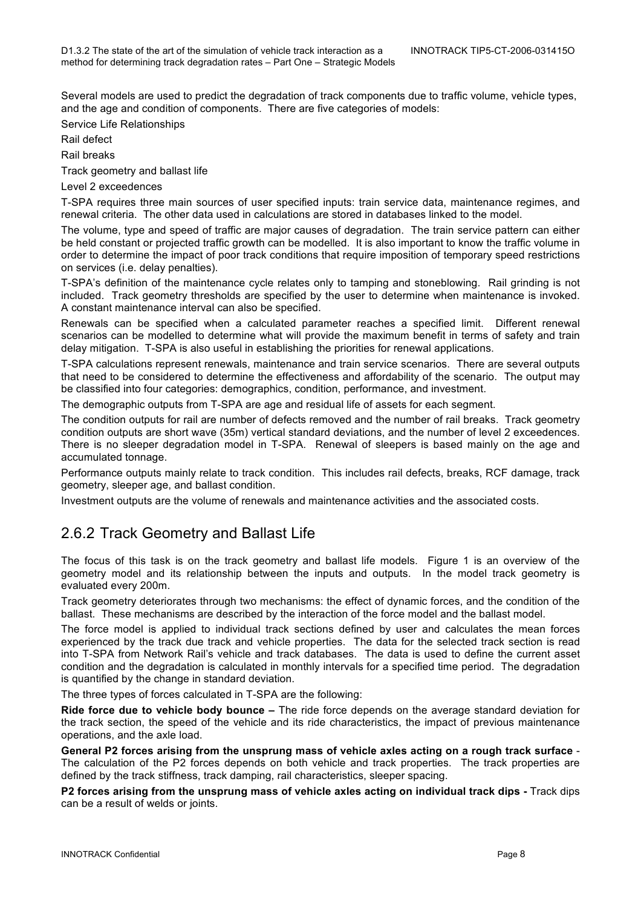Several models are used to predict the degradation of track components due to traffic volume, vehicle types, and the age and condition of components. There are five categories of models:

Service Life Relationships

Rail defect

Rail breaks

Track geometry and ballast life

Level 2 exceedences

T-SPA requires three main sources of user specified inputs: train service data, maintenance regimes, and renewal criteria. The other data used in calculations are stored in databases linked to the model.

The volume, type and speed of traffic are major causes of degradation. The train service pattern can either be held constant or projected traffic growth can be modelled. It is also important to know the traffic volume in order to determine the impact of poor track conditions that require imposition of temporary speed restrictions on services (i.e. delay penalties).

T-SPA's definition of the maintenance cycle relates only to tamping and stoneblowing. Rail grinding is not included. Track geometry thresholds are specified by the user to determine when maintenance is invoked. A constant maintenance interval can also be specified.

Renewals can be specified when a calculated parameter reaches a specified limit. Different renewal scenarios can be modelled to determine what will provide the maximum benefit in terms of safety and train delay mitigation. T-SPA is also useful in establishing the priorities for renewal applications.

T-SPA calculations represent renewals, maintenance and train service scenarios. There are several outputs that need to be considered to determine the effectiveness and affordability of the scenario. The output may be classified into four categories: demographics, condition, performance, and investment.

The demographic outputs from T-SPA are age and residual life of assets for each segment.

The condition outputs for rail are number of defects removed and the number of rail breaks. Track geometry condition outputs are short wave (35m) vertical standard deviations, and the number of level 2 exceedences. There is no sleeper degradation model in T-SPA. Renewal of sleepers is based mainly on the age and accumulated tonnage.

Performance outputs mainly relate to track condition. This includes rail defects, breaks, RCF damage, track geometry, sleeper age, and ballast condition.

Investment outputs are the volume of renewals and maintenance activities and the associated costs.

## 2.6.2 Track Geometry and Ballast Life

The focus of this task is on the track geometry and ballast life models. Figure 1 is an overview of the geometry model and its relationship between the inputs and outputs. In the model track geometry is evaluated every 200m.

Track geometry deteriorates through two mechanisms: the effect of dynamic forces, and the condition of the ballast. These mechanisms are described by the interaction of the force model and the ballast model.

The force model is applied to individual track sections defined by user and calculates the mean forces experienced by the track due track and vehicle properties. The data for the selected track section is read into T-SPA from Network Rail's vehicle and track databases. The data is used to define the current asset condition and the degradation is calculated in monthly intervals for a specified time period. The degradation is quantified by the change in standard deviation.

The three types of forces calculated in T-SPA are the following:

**Ride force due to vehicle body bounce –** The ride force depends on the average standard deviation for the track section, the speed of the vehicle and its ride characteristics, the impact of previous maintenance operations, and the axle load.

**General P2 forces arising from the unsprung mass of vehicle axles acting on a rough track surface** - The calculation of the P2 forces depends on both vehicle and track properties. The track properties are defined by the track stiffness, track damping, rail characteristics, sleeper spacing.

**P2 forces arising from the unsprung mass of vehicle axles acting on individual track dips -** Track dips can be a result of welds or joints.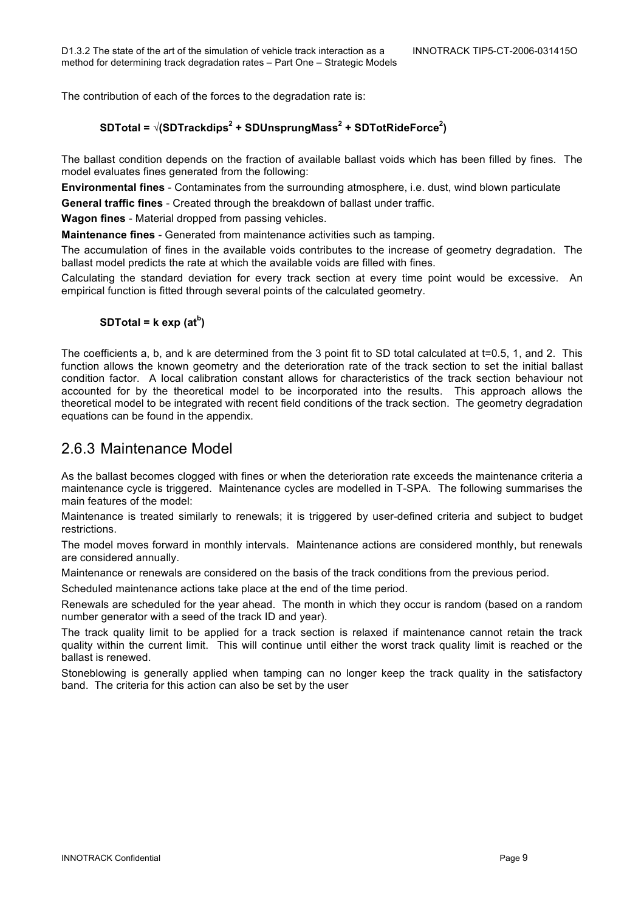The contribution of each of the forces to the degradation rate is:

$$\mathbf{SDTotal = \sqrt{(SDTrackdips^2 + SDUnsprungMass^2 + SDTotRideForce^2)}}$$

The ballast condition depends on the fraction of available ballast voids which has been filled by fines. The model evaluates fines generated from the following:

**Environmental fines** - Contaminates from the surrounding atmosphere, i.e. dust, wind blown particulate

**General traffic fines** - Created through the breakdown of ballast under traffic.

**Wagon fines** - Material dropped from passing vehicles.

**Maintenance fines** - Generated from maintenance activities such as tamping.

The accumulation of fines in the available voids contributes to the increase of geometry degradation. The ballast model predicts the rate at which the available voids are filled with fines.

Calculating the standard deviation for every track section at every time point would be excessive. An empirical function is fitted through several points of the calculated geometry.

$$\mathbf{SDTotal = k \exp (at^b)}$$

The coefficients a, b, and k are determined from the 3 point fit to SD total calculated at t=0.5, 1, and 2. This function allows the known geometry and the deterioration rate of the track section to set the initial ballast condition factor. A local calibration constant allows for characteristics of the track section behaviour not accounted for by the theoretical model to be incorporated into the results. This approach allows the theoretical model to be integrated with recent field conditions of the track section. The geometry degradation equations can be found in the appendix.

## 2.6.3 Maintenance Model

As the ballast becomes clogged with fines or when the deterioration rate exceeds the maintenance criteria a maintenance cycle is triggered. Maintenance cycles are modelled in T-SPA. The following summarises the main features of the model:

Maintenance is treated similarly to renewals; it is triggered by user-defined criteria and subject to budget restrictions.

The model moves forward in monthly intervals. Maintenance actions are considered monthly, but renewals are considered annually.

Maintenance or renewals are considered on the basis of the track conditions from the previous period.

Scheduled maintenance actions take place at the end of the time period.

Renewals are scheduled for the year ahead. The month in which they occur is random (based on a random number generator with a seed of the track ID and year).

The track quality limit to be applied for a track section is relaxed if maintenance cannot retain the track quality within the current limit. This will continue until either the worst track quality limit is reached or the ballast is renewed.

Stoneblowing is generally applied when tamping can no longer keep the track quality in the satisfactory band. The criteria for this action can also be set by the user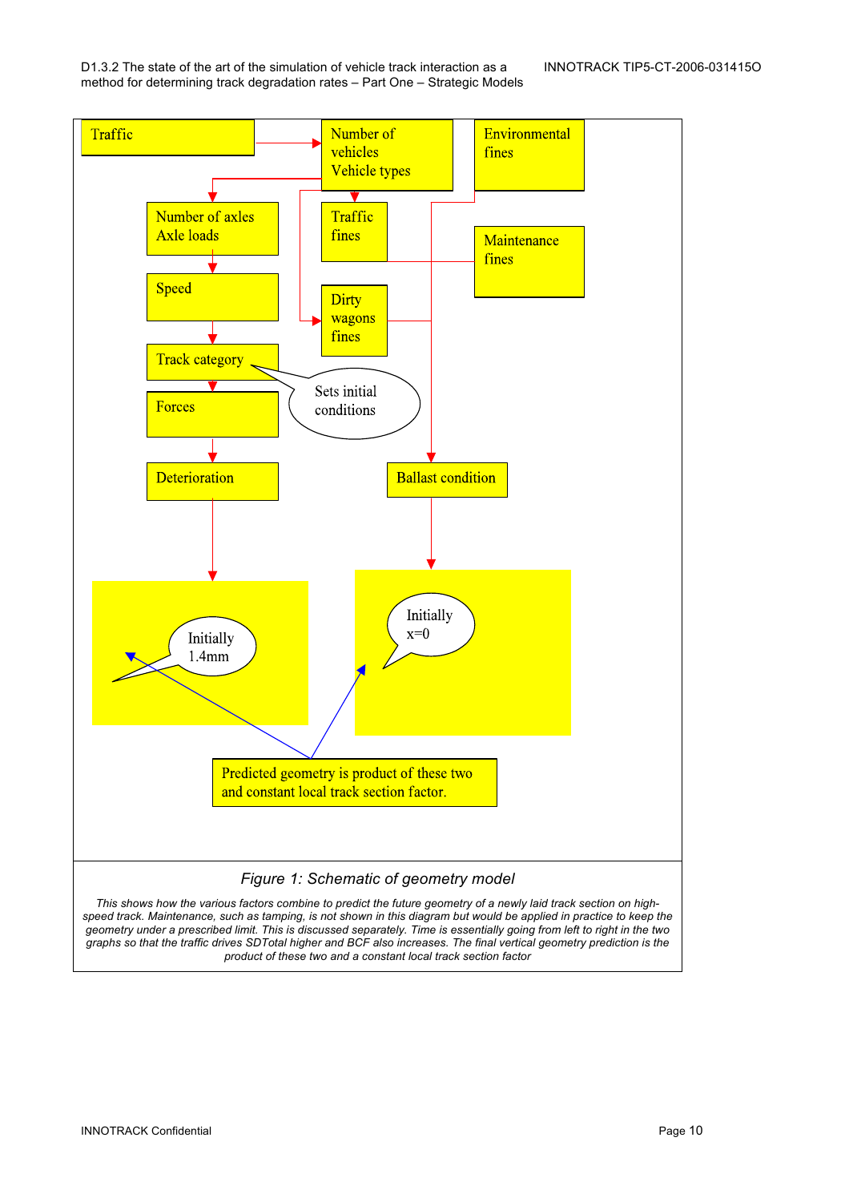Traffic

Number of vehicles
Vehicle types

Environmental fines

Number of axles
Axle loads

Traffic fines

Maintenance fines

Speed

Dirty wagons fines

Track category

Sets initial conditions

Forces

Deterioration

Ballast condition

Initially 1.4mm

Initially x=0

Predicted geometry is product of these two and constant local track section factor.

*Figure 1: Schematic of geometry model*

*This shows how the various factors combine to predict the future geometry of a newly laid track section on high-speed track. Maintenance, such as tamping, is not shown in this diagram but would be applied in practice to keep the geometry under a prescribed limit. This is discussed separately. Time is essentially going from left to right in the two graphs so that the traffic drives SDTotal higher and BCF also increases. The final vertical geometry prediction is the product of these two and a constant local track section factor*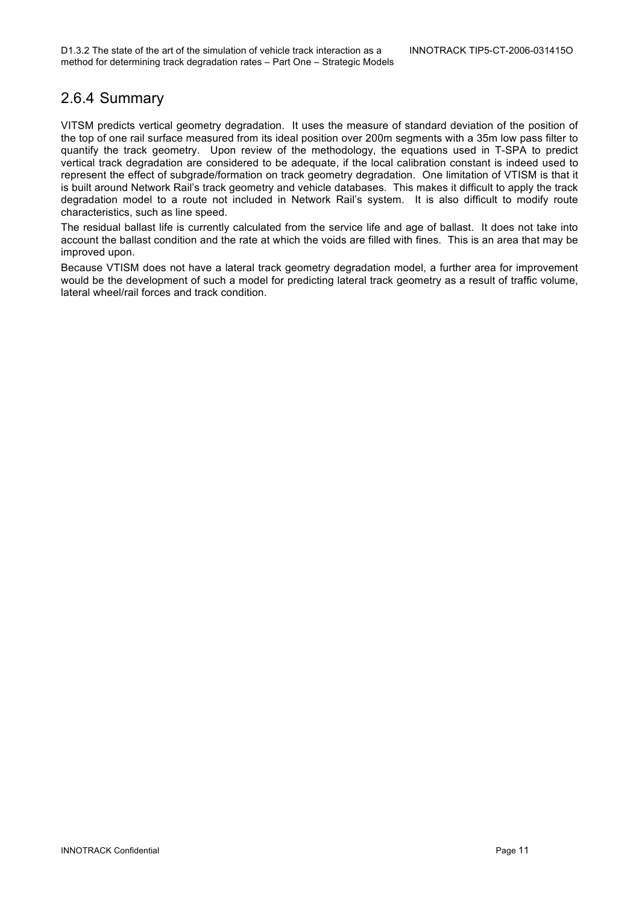## 2.6.4 Summary

VITSM predicts vertical geometry degradation. It uses the measure of standard deviation of the position of the top of one rail surface measured from its ideal position over 200m segments with a 35m low pass filter to quantify the track geometry. Upon review of the methodology, the equations used in T-SPA to predict vertical track degradation are considered to be adequate, if the local calibration constant is indeed used to represent the effect of subgrade/formation on track geometry degradation. One limitation of VTISM is that it is built around Network Rail's track geometry and vehicle databases. This makes it difficult to apply the track degradation model to a route not included in Network Rail's system. It is also difficult to modify route characteristics, such as line speed.

The residual ballast life is currently calculated from the service life and age of ballast. It does not take into account the ballast condition and the rate at which the voids are filled with fines. This is an area that may be improved upon.

Because VTISM does not have a lateral track geometry degradation model, a further area for improvement would be the development of such a model for predicting lateral track geometry as a result of traffic volume, lateral wheel/rail forces and track condition.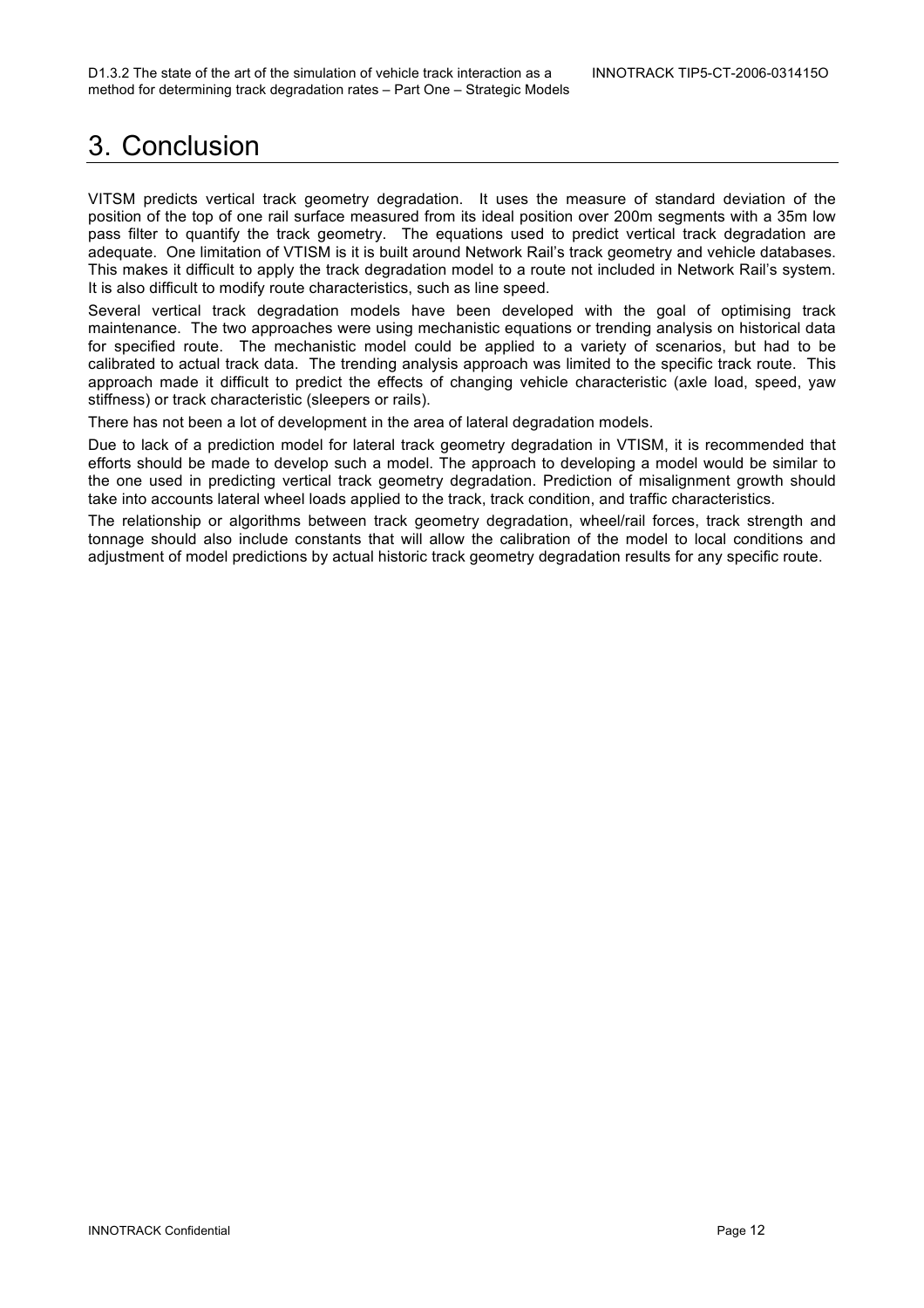# 3. Conclusion

VITSM predicts vertical track geometry degradation. It uses the measure of standard deviation of the position of the top of one rail surface measured from its ideal position over 200m segments with a 35m low pass filter to quantify the track geometry. The equations used to predict vertical track degradation are adequate. One limitation of VTISM is it is built around Network Rail's track geometry and vehicle databases. This makes it difficult to apply the track degradation model to a route not included in Network Rail's system. It is also difficult to modify route characteristics, such as line speed.

Several vertical track degradation models have been developed with the goal of optimising track maintenance. The two approaches were using mechanistic equations or trending analysis on historical data for specified route. The mechanistic model could be applied to a variety of scenarios, but had to be calibrated to actual track data. The trending analysis approach was limited to the specific track route. This approach made it difficult to predict the effects of changing vehicle characteristic (axle load, speed, yaw stiffness) or track characteristic (sleepers or rails).

There has not been a lot of development in the area of lateral degradation models.

Due to lack of a prediction model for lateral track geometry degradation in VTISM, it is recommended that efforts should be made to develop such a model. The approach to developing a model would be similar to the one used in predicting vertical track geometry degradation. Prediction of misalignment growth should take into accounts lateral wheel loads applied to the track, track condition, and traffic characteristics.

The relationship or algorithms between track geometry degradation, wheel/rail forces, track strength and tonnage should also include constants that will allow the calibration of the model to local conditions and adjustment of model predictions by actual historic track geometry degradation results for any specific route.